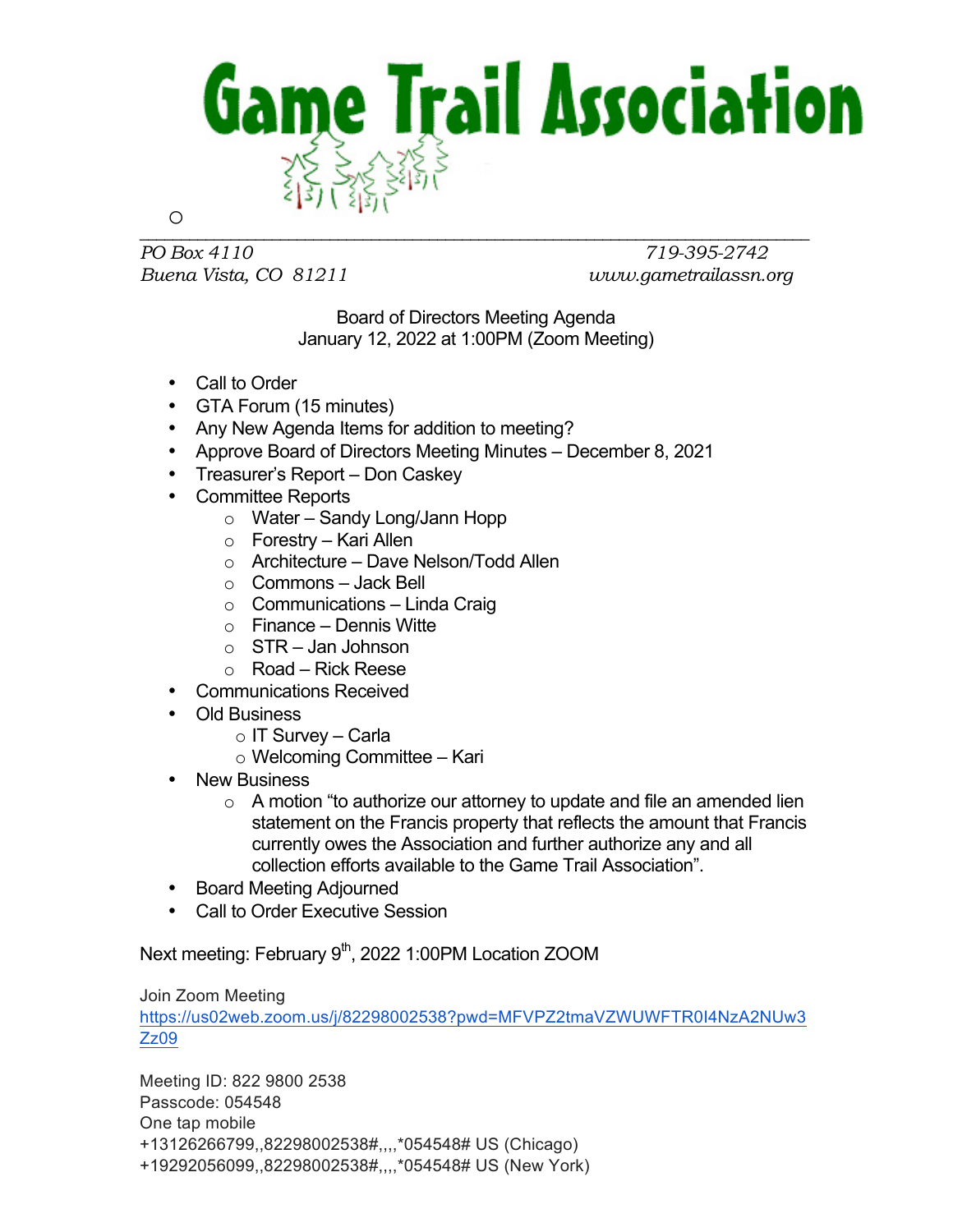# Game Trail Association

*PO Box 4110* *719-395-2742*
*Buena Vista, CO 81211* *www.gametrailassn.org*

Board of Directors Meeting Agenda
January 12, 2022 at 1:00PM (Zoom Meeting)

- Call to Order
- GTA Forum (15 minutes)
- Any New Agenda Items for addition to meeting?
- Approve Board of Directors Meeting Minutes – December 8, 2021
- Treasurer's Report – Don Caskey
- Committee Reports
  - Water – Sandy Long/Jann Hopp
  - Forestry – Kari Allen
  - Architecture – Dave Nelson/Todd Allen
  - Commons – Jack Bell
  - Communications – Linda Craig
  - Finance – Dennis Witte
  - STR – Jan Johnson
  - Road – Rick Reese
- Communications Received
- Old Business
  - IT Survey – Carla
  - Welcoming Committee – Kari
- New Business
  - A motion "to authorize our attorney to update and file an amended lien statement on the Francis property that reflects the amount that Francis currently owes the Association and further authorize any and all collection efforts available to the Game Trail Association".
- Board Meeting Adjourned
- Call to Order Executive Session

Next meeting: February 9th, 2022 1:00PM Location ZOOM

Join Zoom Meeting
https://us02web.zoom.us/j/82298002538?pwd=MFVPZ2tmaVZWUWFTR0I4NzA2NUw3Zz09

Meeting ID: 822 9800 2538
Passcode: 054548
One tap mobile
+13126266799,,82298002538#,,,,*054548# US (Chicago)
+19292056099,,82298002538#,,,,*054548# US (New York)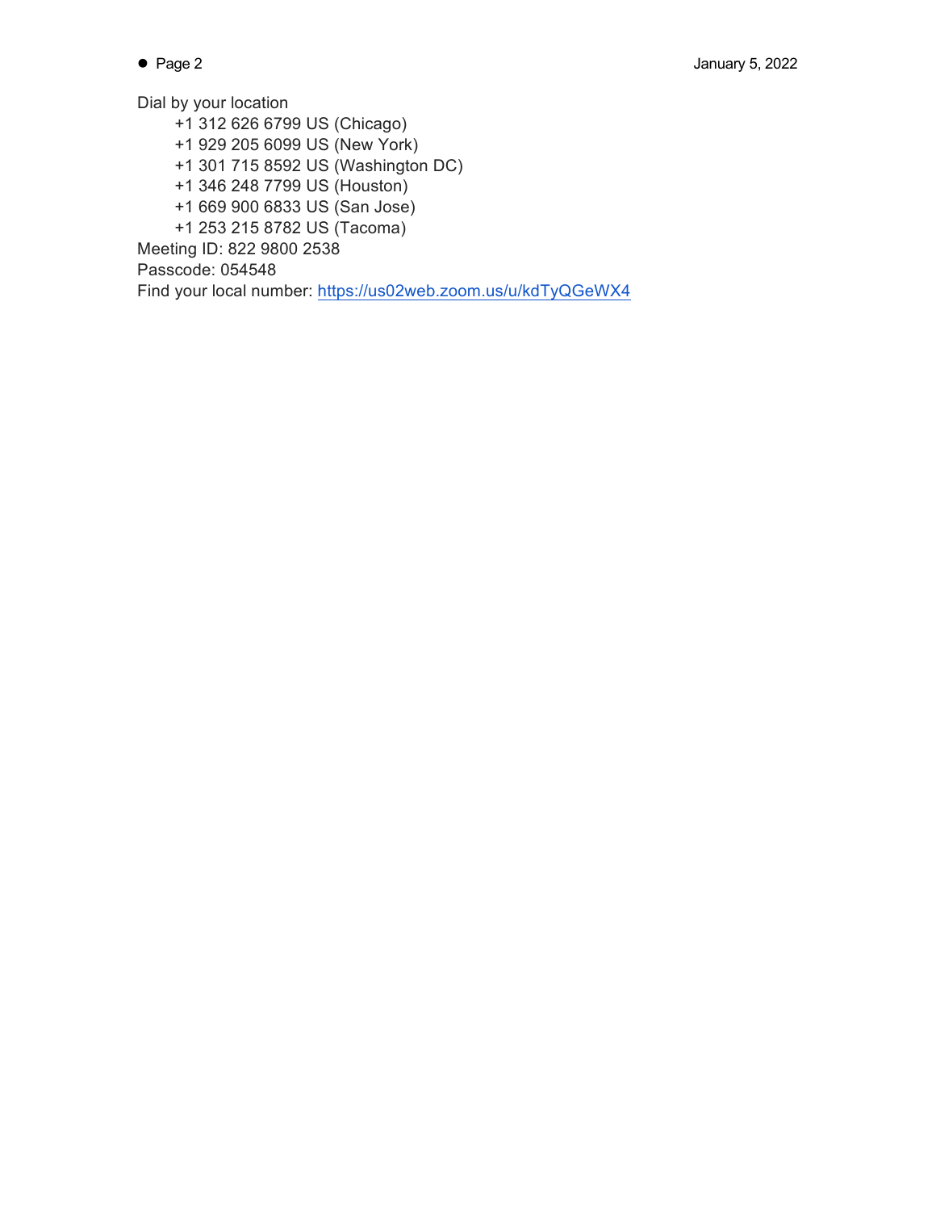Dial by your location

- +1 312 626 6799 US (Chicago)
- +1 929 205 6099 US (New York)
- +1 301 715 8592 US (Washington DC)
- +1 346 248 7799 US (Houston)
- +1 669 900 6833 US (San Jose)
- +1 253 215 8782 US (Tacoma)

Meeting ID: 822 9800 2538

Passcode: 054548

Find your local number: https://us02web.zoom.us/u/kdTyQGeWX4